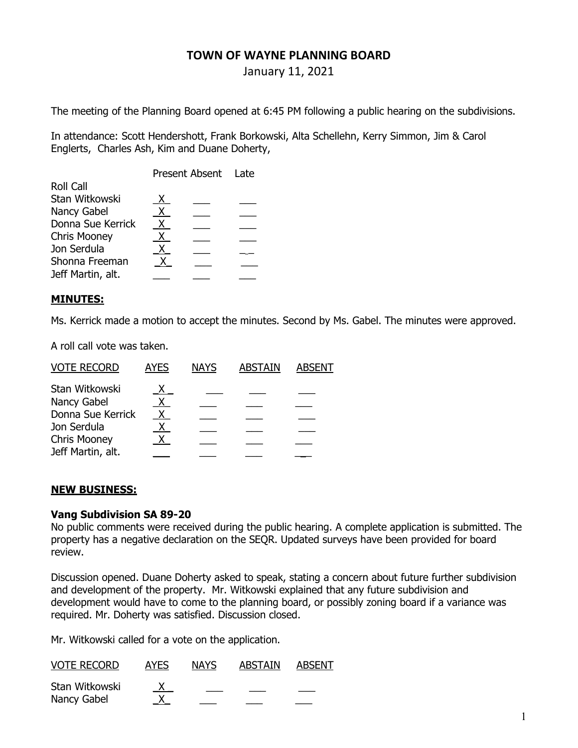# TOWN OF WAYNE PLANNING BOARD

January 11, 2021

The meeting of the Planning Board opened at 6:45 PM following a public hearing on the subdivisions.

In attendance: Scott Hendershott, Frank Borkowski, Alta Schellehn, Kerry Simmon, Jim & Carol Englerts, Charles Ash, Kim and Duane Doherty,

| Roll Call | Present | Absent | Late |
|---|---|---|---|
| Stan Witkowski | X | | |
| Nancy Gabel | X | | |
| Donna Sue Kerrick | X | | |
| Chris Mooney | X | | |
| Jon Serdula | X | | |
| Shonna Freeman | X | | |
| Jeff Martin, alt. | | | |

## MINUTES:

Ms. Kerrick made a motion to accept the minutes. Second by Ms. Gabel. The minutes were approved.

A roll call vote was taken.

| VOTE RECORD | AYES | NAYS | ABSTAIN | ABSENT |
|---|---|---|---|---|
| Stan Witkowski | X | | | |
| Nancy Gabel | X | | | |
| Donna Sue Kerrick | X | | | |
| Jon Serdula | X | | | |
| Chris Mooney | X | | | |
| Jeff Martin, alt. | | | | |

## NEW BUSINESS:

### Vang Subdivision SA 89-20

No public comments were received during the public hearing. A complete application is submitted. The property has a negative declaration on the SEQR. Updated surveys have been provided for board review.

Discussion opened. Duane Doherty asked to speak, stating a concern about future further subdivision and development of the property. Mr. Witkowski explained that any future subdivision and development would have to come to the planning board, or possibly zoning board if a variance was required. Mr. Doherty was satisfied. Discussion closed.

Mr. Witkowski called for a vote on the application.

| VOTE RECORD | AYES | NAYS | ABSTAIN | ABSENT |
|---|---|---|---|---|
| Stan Witkowski | X | | | |
| Nancy Gabel | X | | | |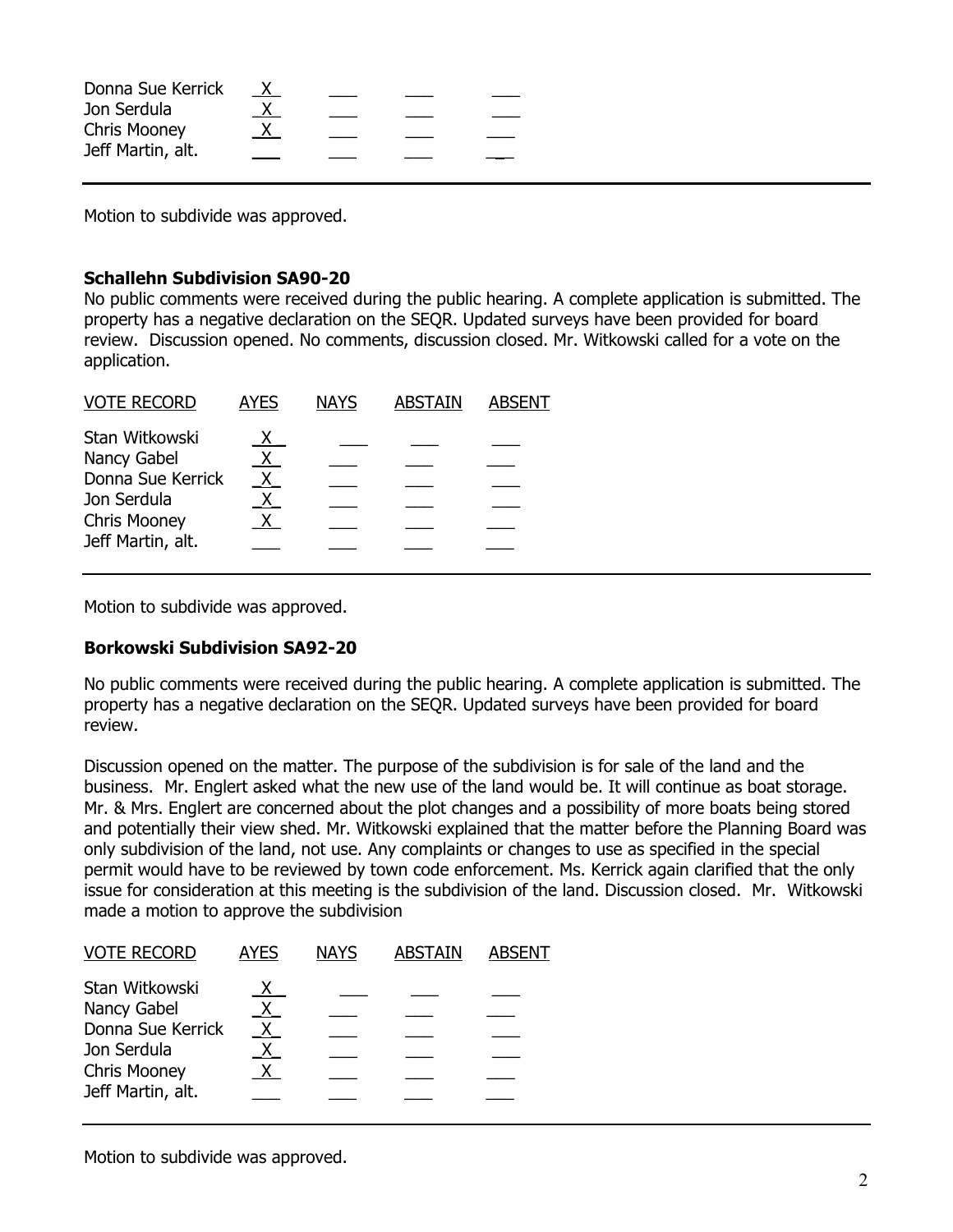| | | | | |
|---|---|---|---|---|
| Donna Sue Kerrick | X | | | |
| Jon Serdula | X | | | |
| Chris Mooney | X | | | |
| Jeff Martin, alt. | | | | |

Motion to subdivide was approved.

**Schallehn Subdivision SA90-20**

No public comments were received during the public hearing. A complete application is submitted. The property has a negative declaration on the SEQR. Updated surveys have been provided for board review. Discussion opened. No comments, discussion closed. Mr. Witkowski called for a vote on the application.

| VOTE RECORD | AYES | NAYS | ABSTAIN | ABSENT |
|---|---|---|---|---|
| Stan Witkowski | X | | | |
| Nancy Gabel | X | | | |
| Donna Sue Kerrick | X | | | |
| Jon Serdula | X | | | |
| Chris Mooney | X | | | |
| Jeff Martin, alt. | | | | |

Motion to subdivide was approved.

**Borkowski Subdivision SA92-20**

No public comments were received during the public hearing. A complete application is submitted. The property has a negative declaration on the SEQR. Updated surveys have been provided for board review.

Discussion opened on the matter. The purpose of the subdivision is for sale of the land and the business. Mr. Englert asked what the new use of the land would be. It will continue as boat storage. Mr. & Mrs. Englert are concerned about the plot changes and a possibility of more boats being stored and potentially their view shed. Mr. Witkowski explained that the matter before the Planning Board was only subdivision of the land, not use. Any complaints or changes to use as specified in the special permit would have to be reviewed by town code enforcement. Ms. Kerrick again clarified that the only issue for consideration at this meeting is the subdivision of the land. Discussion closed. Mr. Witkowski made a motion to approve the subdivision

| VOTE RECORD | AYES | NAYS | ABSTAIN | ABSENT |
|---|---|---|---|---|
| Stan Witkowski | X | | | |
| Nancy Gabel | X | | | |
| Donna Sue Kerrick | X | | | |
| Jon Serdula | X | | | |
| Chris Mooney | X | | | |
| Jeff Martin, alt. | | | | |

Motion to subdivide was approved.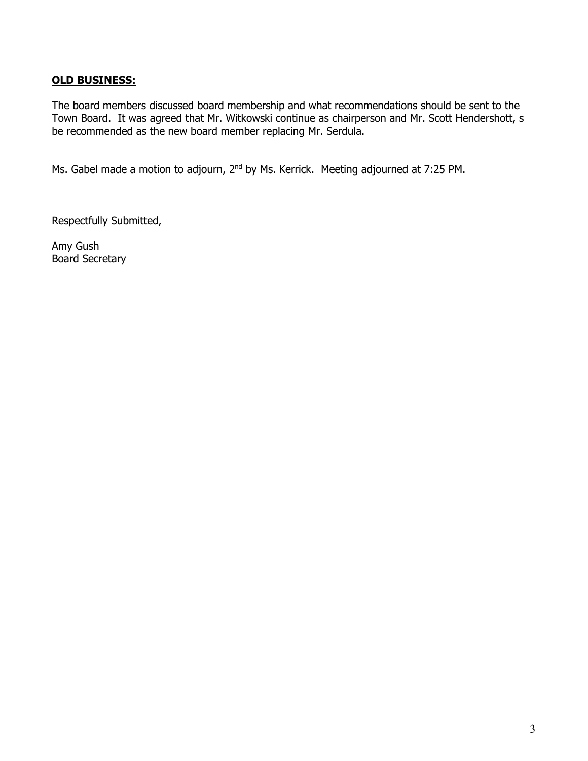**OLD BUSINESS:**

The board members discussed board membership and what recommendations should be sent to the Town Board. It was agreed that Mr. Witkowski continue as chairperson and Mr. Scott Hendershott, s be recommended as the new board member replacing Mr. Serdula.

Ms. Gabel made a motion to adjourn, 2nd by Ms. Kerrick. Meeting adjourned at 7:25 PM.

Respectfully Submitted,

Amy Gush  
Board Secretary